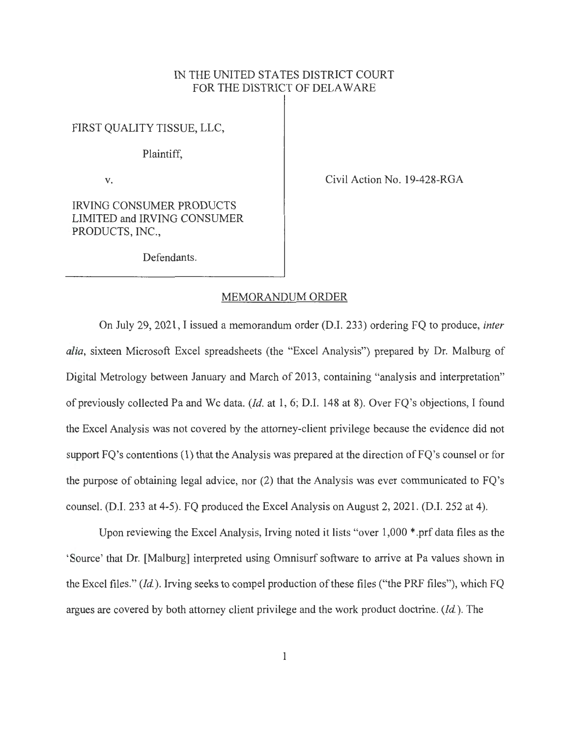IN THE UNITED STATES DISTRICT COURT
FOR THE DISTRICT OF DELAWARE

FIRST QUALITY TISSUE, LLC,

Plaintiff,

v.

IRVING CONSUMER PRODUCTS LIMITED and IRVING CONSUMER PRODUCTS, INC.,

Defendants.

Civil Action No. 19-428-RGA

## MEMORANDUM ORDER

On July 29, 2021, I issued a memorandum order (D.I. 233) ordering FQ to produce, *inter alia*, sixteen Microsoft Excel spreadsheets (the "Excel Analysis") prepared by Dr. Malburg of Digital Metrology between January and March of 2013, containing "analysis and interpretation" of previously collected Pa and Wc data. (*Id.* at 1, 6; D.I. 148 at 8). Over FQ's objections, I found the Excel Analysis was not covered by the attorney-client privilege because the evidence did not support FQ's contentions (1) that the Analysis was prepared at the direction of FQ's counsel or for the purpose of obtaining legal advice, nor (2) that the Analysis was ever communicated to FQ's counsel. (D.I. 233 at 4-5). FQ produced the Excel Analysis on August 2, 2021. (D.I. 252 at 4).

Upon reviewing the Excel Analysis, Irving noted it lists "over 1,000 *.prf data files as the 'Source' that Dr. [Malburg] interpreted using Omnisurf software to arrive at Pa values shown in the Excel files." (*Id.*). Irving seeks to compel production of these files ("the PRF files"), which FQ argues are covered by both attorney client privilege and the work product doctrine. (*Id.*). The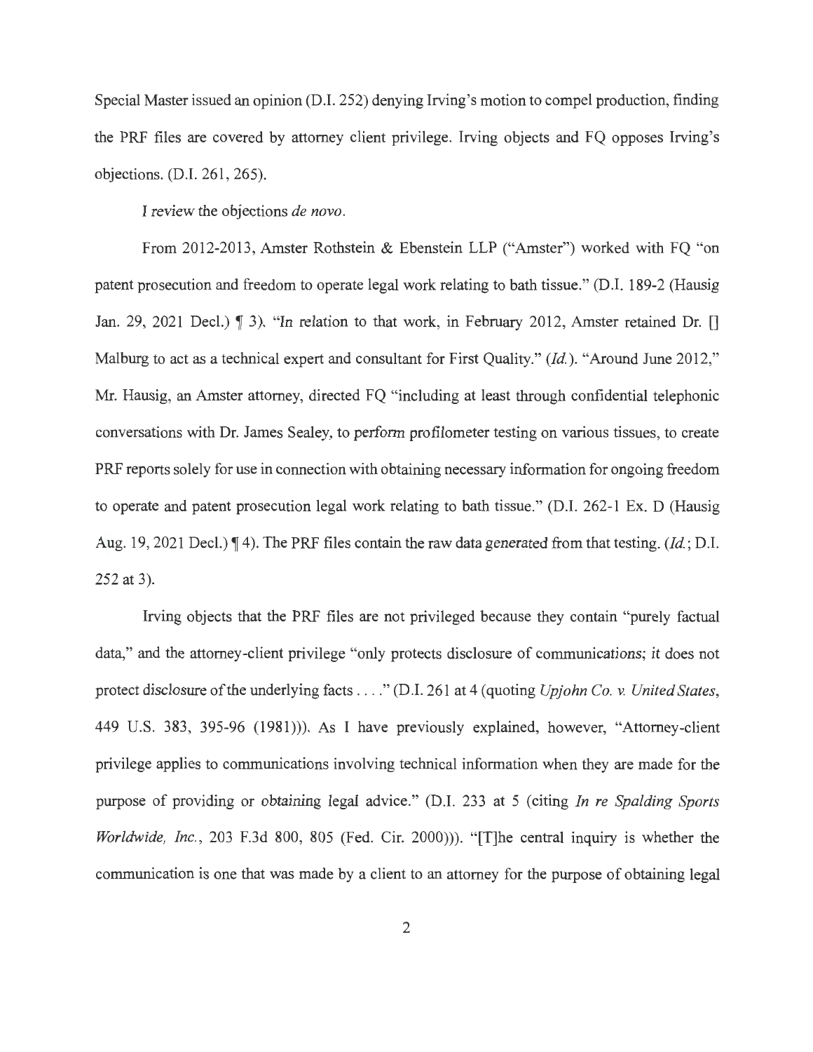Special Master issued an opinion (D.I. 252) denying Irving's motion to compel production, finding the PRF files are covered by attorney client privilege. Irving objects and FQ opposes Irving's objections. (D.I. 261, 265).

I review the objections *de novo*.

From 2012-2013, Amster Rothstein & Ebenstein LLP ("Amster") worked with FQ "on patent prosecution and freedom to operate legal work relating to bath tissue." (D.I. 189-2 (Hausig Jan. 29, 2021 Decl.) ¶ 3). "In relation to that work, in February 2012, Amster retained Dr. [] Malburg to act as a technical expert and consultant for First Quality." (*Id.*). "Around June 2012," Mr. Hausig, an Amster attorney, directed FQ "including at least through confidential telephonic conversations with Dr. James Sealey, to perform profilometer testing on various tissues, to create PRF reports solely for use in connection with obtaining necessary information for ongoing freedom to operate and patent prosecution legal work relating to bath tissue." (D.I. 262-1 Ex. D (Hausig Aug. 19, 2021 Decl.) ¶ 4). The PRF files contain the raw data generated from that testing. (*Id.*; D.I. 252 at 3).

Irving objects that the PRF files are not privileged because they contain "purely factual data," and the attorney-client privilege "only protects disclosure of communications; it does not protect disclosure of the underlying facts . . . ." (D.I. 261 at 4 (quoting *Upjohn Co. v. United States*, 449 U.S. 383, 395-96 (1981))). As I have previously explained, however, "Attorney-client privilege applies to communications involving technical information when they are made for the purpose of providing or obtaining legal advice." (D.I. 233 at 5 (citing *In re Spalding Sports Worldwide, Inc.*, 203 F.3d 800, 805 (Fed. Cir. 2000))). "[T]he central inquiry is whether the communication is one that was made by a client to an attorney for the purpose of obtaining legal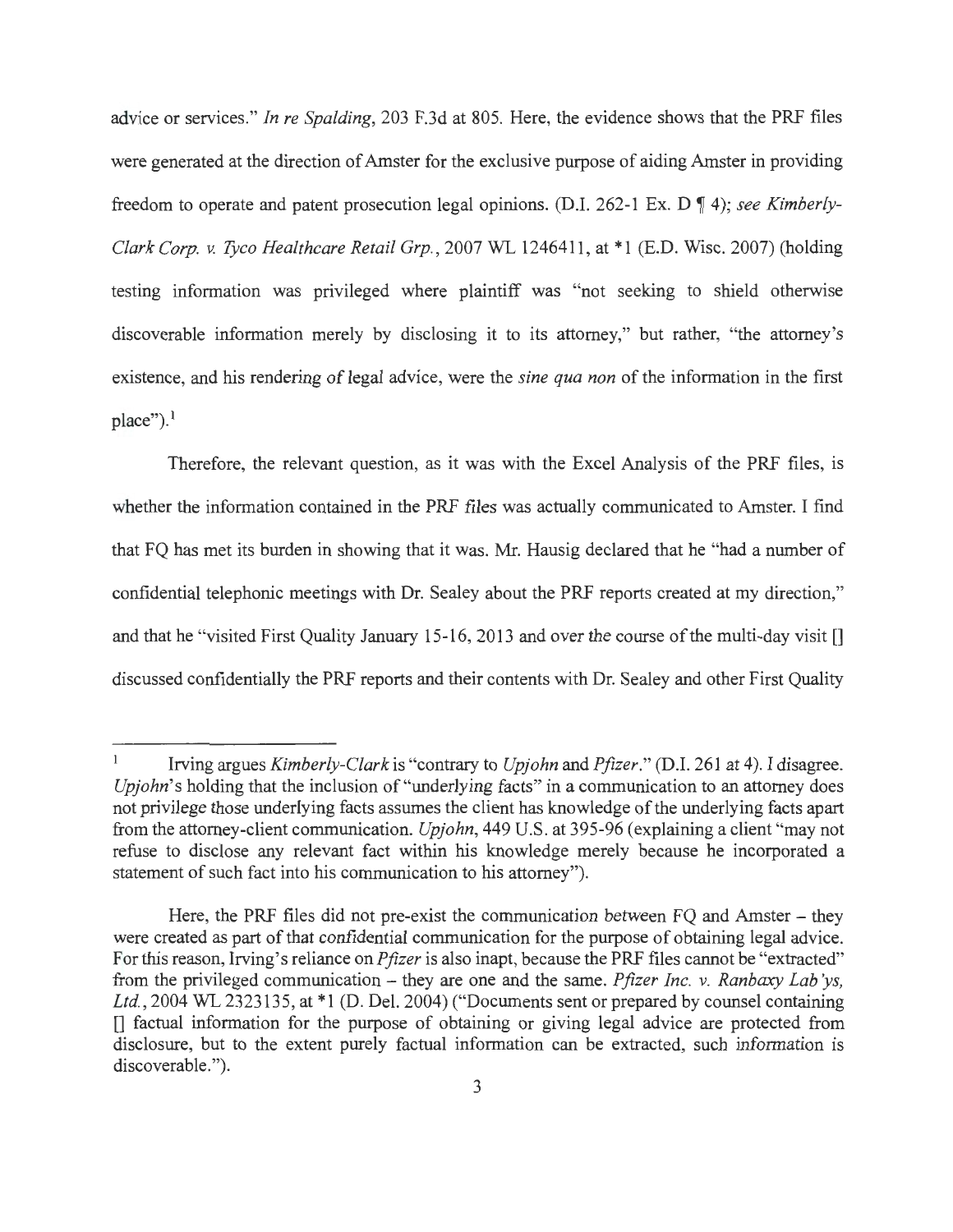advice or services." *In re Spalding*, 203 F.3d at 805. Here, the evidence shows that the PRF files were generated at the direction of Amster for the exclusive purpose of aiding Amster in providing freedom to operate and patent prosecution legal opinions. (D.I. 262-1 Ex. D ¶ 4); *see Kimberly-Clark Corp. v. Tyco Healthcare Retail Grp.*, 2007 WL 1246411, at *1 (E.D. Wisc. 2007) (holding testing information was privileged where plaintiff was "not seeking to shield otherwise discoverable information merely by disclosing it to its attorney," but rather, "the attorney's existence, and his rendering of legal advice, were the *sine qua non* of the information in the first place").[1]

Therefore, the relevant question, as it was with the Excel Analysis of the PRF files, is whether the information contained in the PRF files was actually communicated to Amster. I find that FQ has met its burden in showing that it was. Mr. Hausig declared that he "had a number of confidential telephonic meetings with Dr. Sealey about the PRF reports created at my direction," and that he "visited First Quality January 15-16, 2013 and over the course of the multi-day visit [] discussed confidentially the PRF reports and their contents with Dr. Sealey and other First Quality

---

[1] Irving argues *Kimberly-Clark* is "contrary to *Upjohn* and *Pfizer*." (D.I. 261 at 4). I disagree. *Upjohn*'s holding that the inclusion of "underlying facts" in a communication to an attorney does not privilege those underlying facts assumes the client has knowledge of the underlying facts apart from the attorney-client communication. *Upjohn*, 449 U.S. at 395-96 (explaining a client "may not refuse to disclose any relevant fact within his knowledge merely because he incorporated a statement of such fact into his communication to his attorney").

Here, the PRF files did not pre-exist the communication between FQ and Amster – they were created as part of that confidential communication for the purpose of obtaining legal advice. For this reason, Irving's reliance on *Pfizer* is also inapt, because the PRF files cannot be "extracted" from the privileged communication – they are one and the same. *Pfizer Inc. v. Ranbaxy Lab'ys, Ltd.*, 2004 WL 2323135, at *1 (D. Del. 2004) ("Documents sent or prepared by counsel containing [] factual information for the purpose of obtaining or giving legal advice are protected from disclosure, but to the extent purely factual information can be extracted, such information is discoverable.").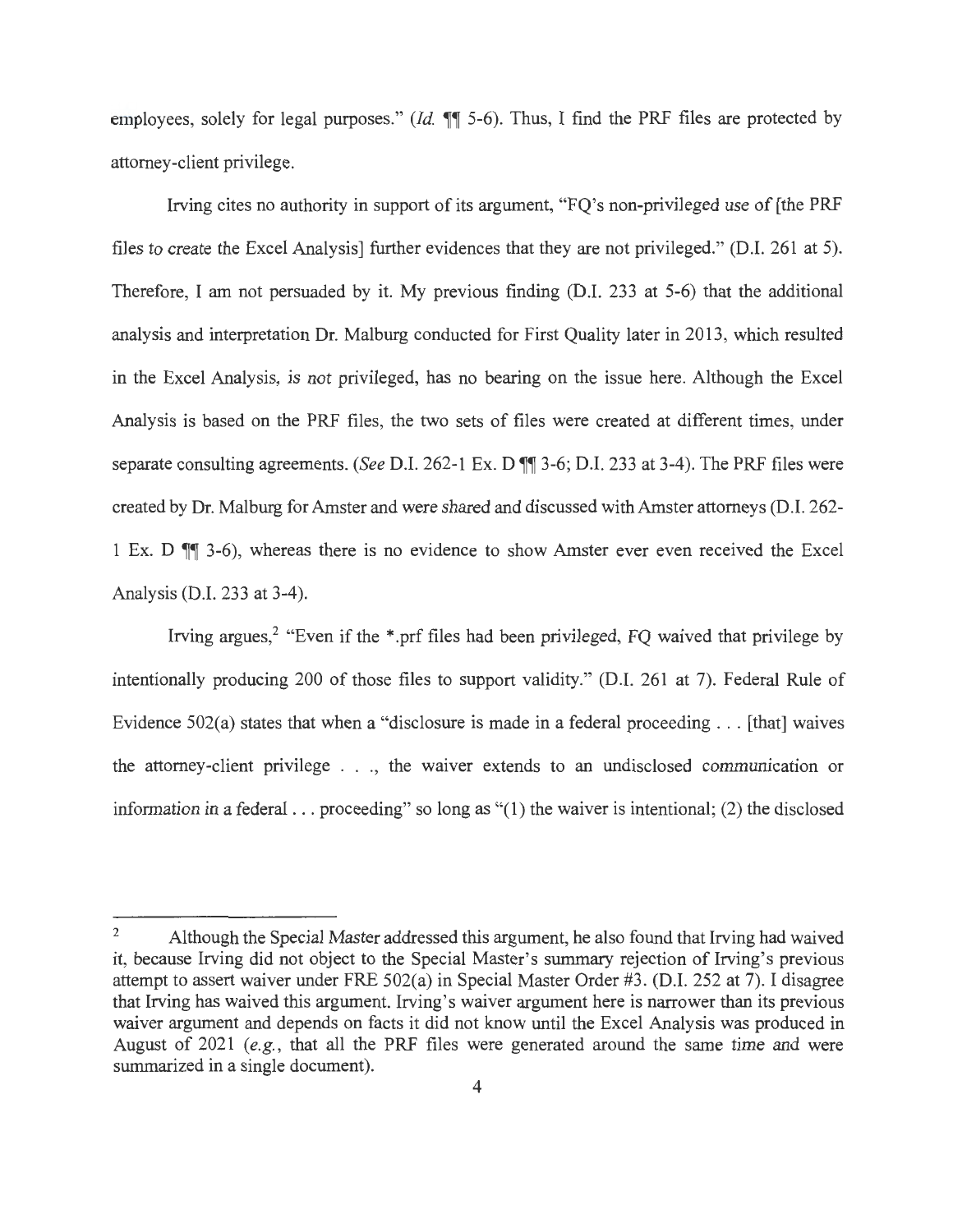employees, solely for legal purposes." (*Id.* ¶¶ 5-6). Thus, I find the PRF files are protected by attorney-client privilege.

Irving cites no authority in support of its argument, "FQ's non-privileged use of [the PRF files to create the Excel Analysis] further evidences that they are not privileged." (D.I. 261 at 5). Therefore, I am not persuaded by it. My previous finding (D.I. 233 at 5-6) that the additional analysis and interpretation Dr. Malburg conducted for First Quality later in 2013, which resulted in the Excel Analysis, is *not* privileged, has no bearing on the issue here. Although the Excel Analysis is based on the PRF files, the two sets of files were created at different times, under separate consulting agreements. (*See* D.I. 262-1 Ex. D ¶¶ 3-6; D.I. 233 at 3-4). The PRF files were created by Dr. Malburg for Amster and were shared and discussed with Amster attorneys (D.I. 262-1 Ex. D ¶¶ 3-6), whereas there is no evidence to show Amster ever even received the Excel Analysis (D.I. 233 at 3-4).

Irving argues,[2] "Even if the *.prf files had been privileged, FQ waived that privilege by intentionally producing 200 of those files to support validity." (D.I. 261 at 7). Federal Rule of Evidence 502(a) states that when a "disclosure is made in a federal proceeding . . . [that] waives the attorney-client privilege . . ., the waiver extends to an undisclosed communication or information in a federal . . . proceeding" so long as "(1) the waiver is intentional; (2) the disclosed

---

[2] Although the Special Master addressed this argument, he also found that Irving had waived it, because Irving did not object to the Special Master's summary rejection of Irving's previous attempt to assert waiver under FRE 502(a) in Special Master Order #3. (D.I. 252 at 7). I disagree that Irving has waived this argument. Irving's waiver argument here is narrower than its previous waiver argument and depends on facts it did not know until the Excel Analysis was produced in August of 2021 (*e.g.*, that all the PRF files were generated around the same time and were summarized in a single document).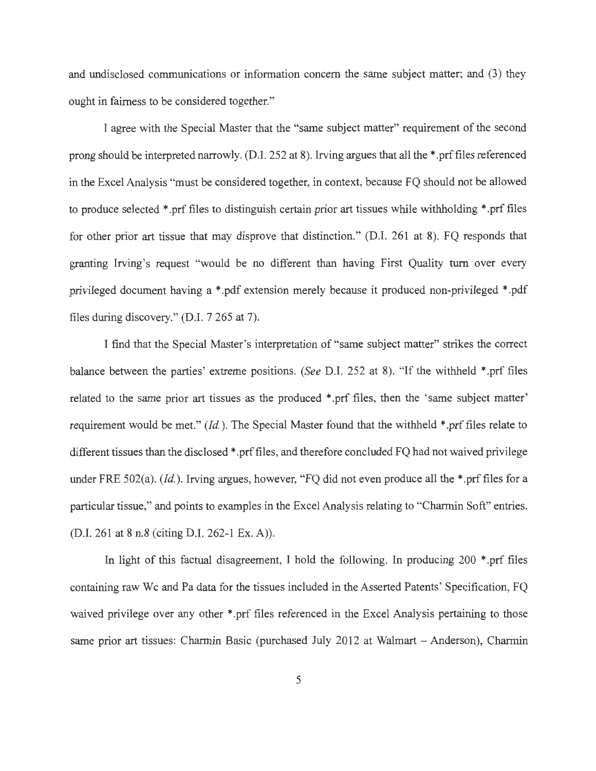and undisclosed communications or information concern the same subject matter; and (3) they ought in fairness to be considered together."

I agree with the Special Master that the "same subject matter" requirement of the second prong should be interpreted narrowly. (D.I. 252 at 8). Irving argues that all the *.prf files referenced in the Excel Analysis "must be considered together, in context, because FQ should not be allowed to produce selected *.prf files to distinguish certain prior art tissues while withholding *.prf files for other prior art tissue that may disprove that distinction." (D.I. 261 at 8). FQ responds that granting Irving's request "would be no different than having First Quality turn over every privileged document having a *.pdf extension merely because it produced non-privileged *.pdf files during discovery." (D.I. 7 265 at 7).

I find that the Special Master's interpretation of "same subject matter" strikes the correct balance between the parties' extreme positions. (*See* D.I. 252 at 8). "If the withheld *.prf files related to the same prior art tissues as the produced *.prf files, then the 'same subject matter' requirement would be met." (*Id.*). The Special Master found that the withheld *.prf files relate to different tissues than the disclosed *.prf files, and therefore concluded FQ had not waived privilege under FRE 502(a). (*Id.*). Irving argues, however, "FQ did not even produce all the *.prf files for a particular tissue," and points to examples in the Excel Analysis relating to "Charmin Soft" entries. (D.I. 261 at 8 n.8 (citing D.I. 262-1 Ex. A)).

In light of this factual disagreement, I hold the following. In producing 200 *.prf files containing raw Wc and Pa data for the tissues included in the Asserted Patents' Specification, FQ waived privilege over any other *.prf files referenced in the Excel Analysis pertaining to those same prior art tissues: Charmin Basic (purchased July 2012 at Walmart – Anderson), Charmin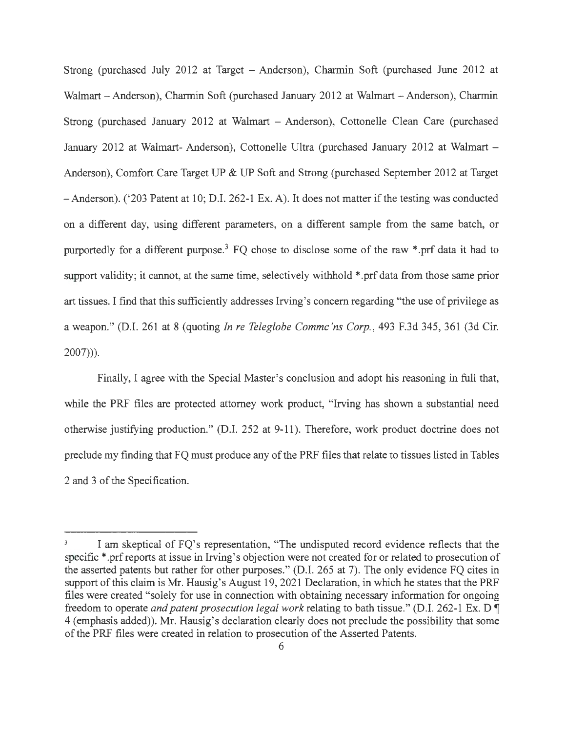Strong (purchased July 2012 at Target – Anderson), Charmin Soft (purchased June 2012 at Walmart – Anderson), Charmin Soft (purchased January 2012 at Walmart – Anderson), Charmin Strong (purchased January 2012 at Walmart – Anderson), Cottonelle Clean Care (purchased January 2012 at Walmart- Anderson), Cottonelle Ultra (purchased January 2012 at Walmart – Anderson), Comfort Care Target UP & UP Soft and Strong (purchased September 2012 at Target – Anderson). ('203 Patent at 10; D.I. 262-1 Ex. A). It does not matter if the testing was conducted on a different day, using different parameters, on a different sample from the same batch, or purportedly for a different purpose.[3] FQ chose to disclose some of the raw *.prf data it had to support validity; it cannot, at the same time, selectively withhold *.prf data from those same prior art tissues. I find that this sufficiently addresses Irving's concern regarding "the use of privilege as a weapon." (D.I. 261 at 8 (quoting *In re Teleglobe Commc'ns Corp.*, 493 F.3d 345, 361 (3d Cir. 2007))).

Finally, I agree with the Special Master's conclusion and adopt his reasoning in full that, while the PRF files are protected attorney work product, "Irving has shown a substantial need otherwise justifying production." (D.I. 252 at 9-11). Therefore, work product doctrine does not preclude my finding that FQ must produce any of the PRF files that relate to tissues listed in Tables 2 and 3 of the Specification.

---

[3] I am skeptical of FQ's representation, "The undisputed record evidence reflects that the specific *.prf reports at issue in Irving's objection were not created for or related to prosecution of the asserted patents but rather for other purposes." (D.I. 265 at 7). The only evidence FQ cites in support of this claim is Mr. Hausig's August 19, 2021 Declaration, in which he states that the PRF files were created "solely for use in connection with obtaining necessary information for ongoing freedom to operate *and patent prosecution legal work* relating to bath tissue." (D.I. 262-1 Ex. D ¶ 4 (emphasis added)). Mr. Hausig's declaration clearly does not preclude the possibility that some of the PRF files were created in relation to prosecution of the Asserted Patents.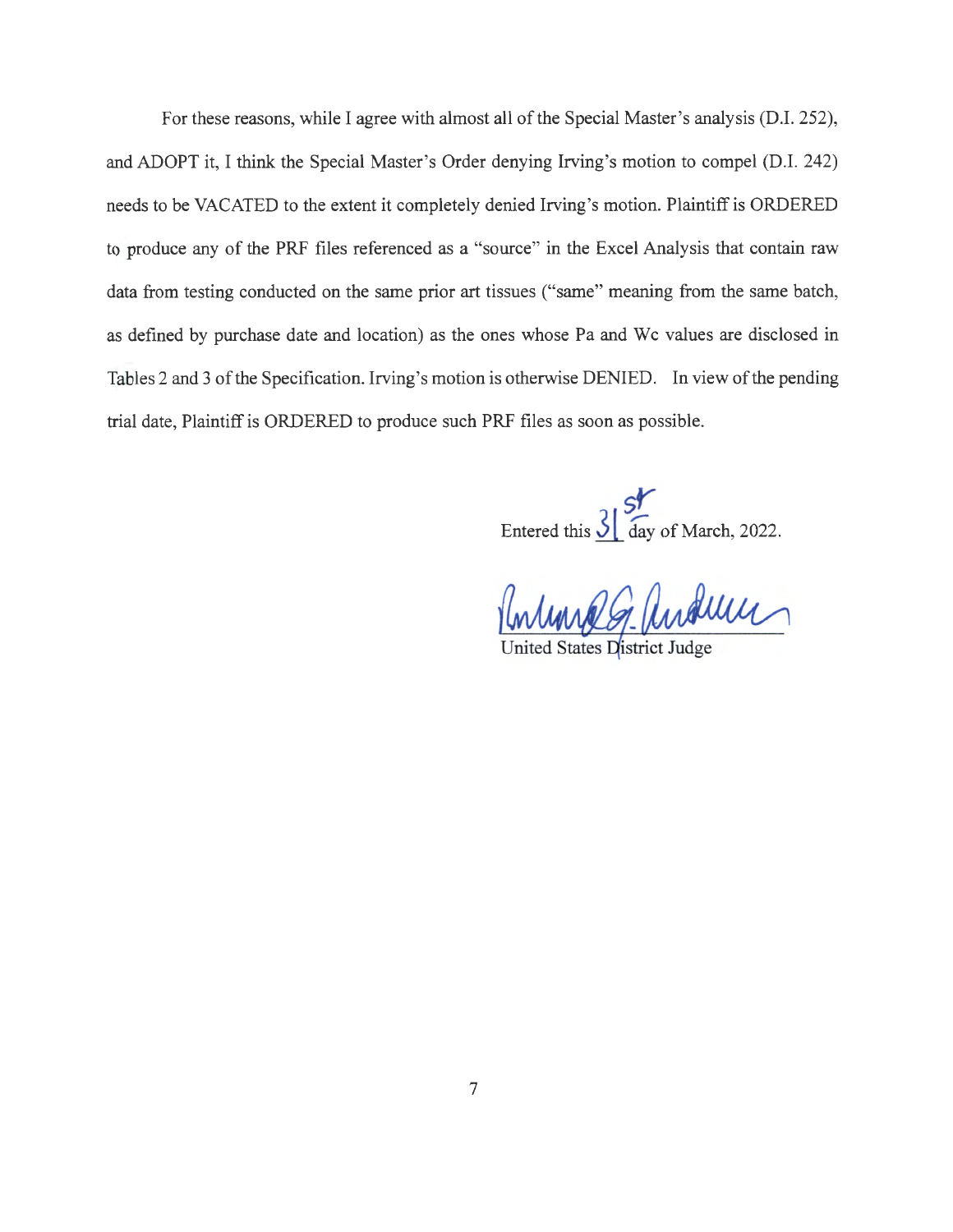For these reasons, while I agree with almost all of the Special Master's analysis (D.I. 252), and ADOPT it, I think the Special Master's Order denying Irving's motion to compel (D.I. 242) needs to be VACATED to the extent it completely denied Irving's motion. Plaintiff is ORDERED to produce any of the PRF files referenced as a "source" in the Excel Analysis that contain raw data from testing conducted on the same prior art tissues ("same" meaning from the same batch, as defined by purchase date and location) as the ones whose Pa and Wc values are disclosed in Tables 2 and 3 of the Specification. Irving's motion is otherwise DENIED. In view of the pending trial date, Plaintiff is ORDERED to produce such PRF files as soon as possible.

Entered this 31st day of March, 2022.

United States District Judge